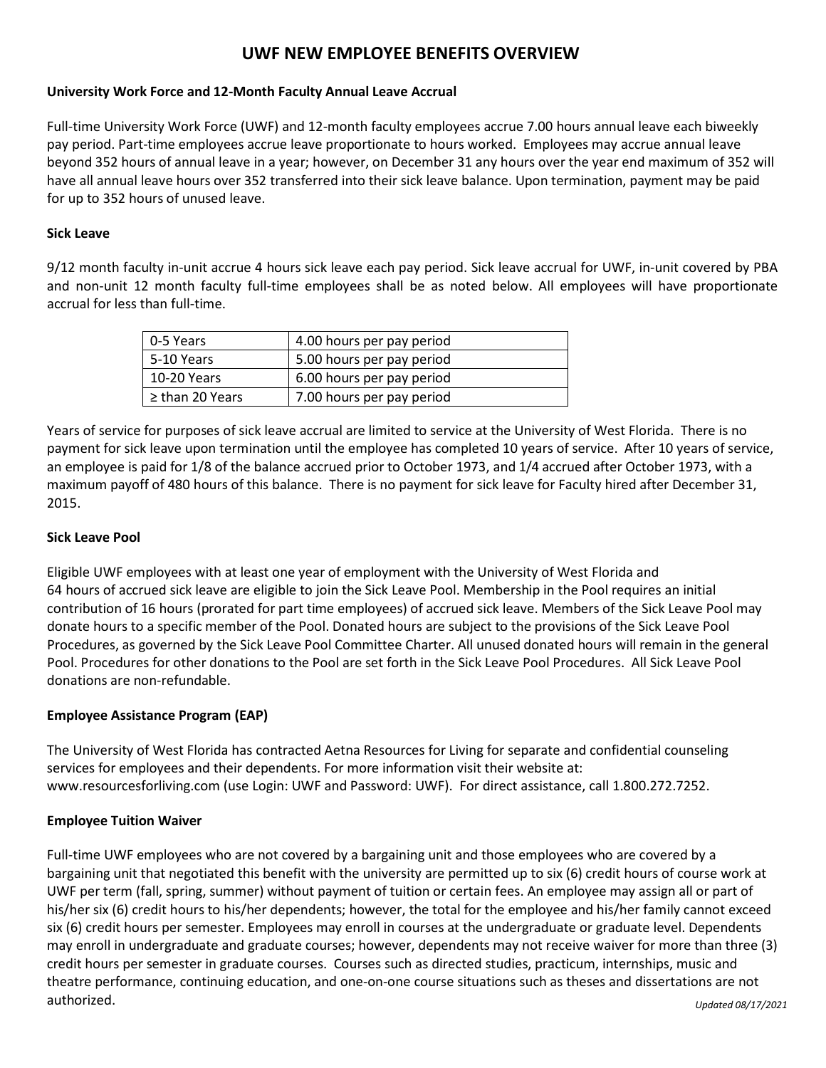# UWF NEW EMPLOYEE BENEFITS OVERVIEW

**University Work Force and 12-Month Faculty Annual Leave Accrual**

Full-time University Work Force (UWF) and 12-month faculty employees accrue 7.00 hours annual leave each biweekly pay period. Part-time employees accrue leave proportionate to hours worked. Employees may accrue annual leave beyond 352 hours of annual leave in a year; however, on December 31 any hours over the year end maximum of 352 will have all annual leave hours over 352 transferred into their sick leave balance. Upon termination, payment may be paid for up to 352 hours of unused leave.

**Sick Leave**

9/12 month faculty in-unit accrue 4 hours sick leave each pay period. Sick leave accrual for UWF, in-unit covered by PBA and non-unit 12 month faculty full-time employees shall be as noted below. All employees will have proportionate accrual for less than full-time.

| | |
|---|---|
| 0-5 Years | 4.00 hours per pay period |
| 5-10 Years | 5.00 hours per pay period |
| 10-20 Years | 6.00 hours per pay period |
| ≥ than 20 Years | 7.00 hours per pay period |

Years of service for purposes of sick leave accrual are limited to service at the University of West Florida. There is no payment for sick leave upon termination until the employee has completed 10 years of service. After 10 years of service, an employee is paid for 1/8 of the balance accrued prior to October 1973, and 1/4 accrued after October 1973, with a maximum payoff of 480 hours of this balance. There is no payment for sick leave for Faculty hired after December 31, 2015.

**Sick Leave Pool**

Eligible UWF employees with at least one year of employment with the University of West Florida and 64 hours of accrued sick leave are eligible to join the Sick Leave Pool. Membership in the Pool requires an initial contribution of 16 hours (prorated for part time employees) of accrued sick leave. Members of the Sick Leave Pool may donate hours to a specific member of the Pool. Donated hours are subject to the provisions of the Sick Leave Pool Procedures, as governed by the Sick Leave Pool Committee Charter. All unused donated hours will remain in the general Pool. Procedures for other donations to the Pool are set forth in the Sick Leave Pool Procedures. All Sick Leave Pool donations are non-refundable.

**Employee Assistance Program (EAP)**

The University of West Florida has contracted Aetna Resources for Living for separate and confidential counseling services for employees and their dependents. For more information visit their website at: www.resourcesforliving.com (use Login: UWF and Password: UWF). For direct assistance, call 1.800.272.7252.

**Employee Tuition Waiver**

Full-time UWF employees who are not covered by a bargaining unit and those employees who are covered by a bargaining unit that negotiated this benefit with the university are permitted up to six (6) credit hours of course work at UWF per term (fall, spring, summer) without payment of tuition or certain fees. An employee may assign all or part of his/her six (6) credit hours to his/her dependents; however, the total for the employee and his/her family cannot exceed six (6) credit hours per semester. Employees may enroll in courses at the undergraduate or graduate level. Dependents may enroll in undergraduate and graduate courses; however, dependents may not receive waiver for more than three (3) credit hours per semester in graduate courses. Courses such as directed studies, practicum, internships, music and theatre performance, continuing education, and one-on-one course situations such as theses and dissertations are not authorized.

*Updated 08/17/2021*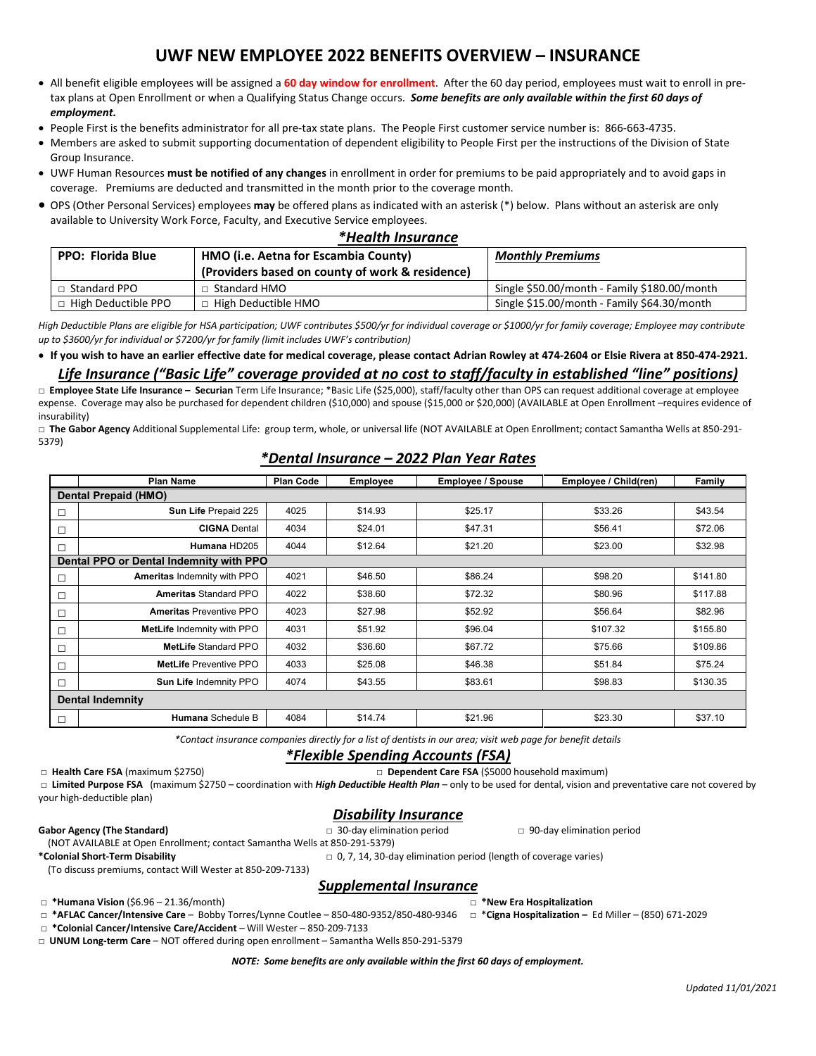# UWF NEW EMPLOYEE 2022 BENEFITS OVERVIEW – INSURANCE

- All benefit eligible employees will be assigned a **60 day window for enrollment**. After the 60 day period, employees must wait to enroll in pre-tax plans at Open Enrollment or when a Qualifying Status Change occurs. ***Some benefits are only available within the first 60 days of employment.***
- People First is the benefits administrator for all pre-tax state plans. The People First customer service number is: 866-663-4735.
- Members are asked to submit supporting documentation of dependent eligibility to People First per the instructions of the Division of State Group Insurance.
- UWF Human Resources **must be notified of any changes** in enrollment in order for premiums to be paid appropriately and to avoid gaps in coverage. Premiums are deducted and transmitted in the month prior to the coverage month.
- OPS (Other Personal Services) employees **may** be offered plans as indicated with an asterisk (*) below. Plans without an asterisk are only available to University Work Force, Faculty, and Executive Service employees.

## *Health Insurance

| PPO: Florida Blue | HMO (i.e. Aetna for Escambia County) (Providers based on county of work & residence) | *Monthly Premiums* |
|---|---|---|
| □ Standard PPO | □ Standard HMO | Single $50.00/month - Family $180.00/month |
| □ High Deductible PPO | □ High Deductible HMO | Single $15.00/month - Family $64.30/month |

*High Deductible Plans are eligible for HSA participation; UWF contributes $500/yr for individual coverage or $1000/yr for family coverage; Employee may contribute up to $3600/yr for individual or $7200/yr for family (limit includes UWF's contribution)*

- **If you wish to have an earlier effective date for medical coverage, please contact Adrian Rowley at 474-2604 or Elsie Rivera at 850-474-2921.**

## Life Insurance ("Basic Life" coverage provided at no cost to staff/faculty in established "line" positions)

□ **Employee State Life Insurance – Securian** Term Life Insurance; *Basic Life ($25,000), staff/faculty other than OPS can request additional coverage at employee expense. Coverage may also be purchased for dependent children ($10,000) and spouse ($15,000 or $20,000) (AVAILABLE at Open Enrollment –requires evidence of insurability)

□ **The Gabor Agency** Additional Supplemental Life: group term, whole, or universal life (NOT AVAILABLE at Open Enrollment; contact Samantha Wells at 850-291-5379)

## *Dental Insurance – 2022 Plan Year Rates

| | Plan Name | Plan Code | Employee | Employee / Spouse | Employee / Child(ren) | Family |
|---|---|---|---|---|---|---|
| **Dental Prepaid (HMO)** | | | | | | |
| □ | **Sun Life** Prepaid 225 | 4025 | $14.93 | $25.17 | $33.26 | $43.54 |
| □ | **CIGNA** Dental | 4034 | $24.01 | $47.31 | $56.41 | $72.06 |
| □ | **Humana** HD205 | 4044 | $12.64 | $21.20 | $23.00 | $32.98 |
| **Dental PPO or Dental Indemnity with PPO** | | | | | | |
| □ | **Ameritas** Indemnity with PPO | 4021 | $46.50 | $86.24 | $98.20 | $141.80 |
| □ | **Ameritas** Standard PPO | 4022 | $38.60 | $72.32 | $80.96 | $117.88 |
| □ | **Ameritas** Preventive PPO | 4023 | $27.98 | $52.92 | $56.64 | $82.96 |
| □ | **MetLife** Indemnity with PPO | 4031 | $51.92 | $96.04 | $107.32 | $155.80 |
| □ | **MetLife** Standard PPO | 4032 | $36.60 | $67.72 | $75.66 | $109.86 |
| □ | **MetLife** Preventive PPO | 4033 | $25.08 | $46.38 | $51.84 | $75.24 |
| □ | **Sun Life** Indemnity PPO | 4074 | $43.55 | $83.61 | $98.83 | $130.35 |
| **Dental Indemnity** | | | | | | |
| □ | **Humana** Schedule B | 4084 | $14.74 | $21.96 | $23.30 | $37.10 |

*\*Contact insurance companies directly for a list of dentists in our area; visit web page for benefit details*

## *Flexible Spending Accounts (FSA)

□ **Health Care FSA** (maximum $2750)

□ **Dependent Care FSA** ($5000 household maximum)

□ **Limited Purpose FSA** (maximum $2750 – coordination with ***High Deductible Health Plan*** – only to be used for dental, vision and preventative care not covered by your high-deductible plan)

## Disability Insurance

**Gabor Agency (The Standard)** □ 30-day elimination period □ 90-day elimination period
(NOT AVAILABLE at Open Enrollment; contact Samantha Wells at 850-291-5379)

***Colonial Short-Term Disability** □ 0, 7, 14, 30-day elimination period (length of coverage varies)
(To discuss premiums, contact Will Wester at 850-209-7133)

## Supplemental Insurance

□ ***Humana Vision** ($6.96 – 21.36/month)

□ ***AFLAC Cancer/Intensive Care** – Bobby Torres/Lynne Coutlee – 850-480-9352/850-480-9346

□ ***Colonial Cancer/Intensive Care/Accident** – Will Wester – 850-209-7133

□ **UNUM Long-term Care** – NOT offered during open enrollment – Samantha Wells 850-291-5379

□ ***New Era Hospitalization**

□ ***Cigna Hospitalization –** Ed Miller – (850) 671-2029

***NOTE: Some benefits are only available within the first 60 days of employment.***

*Updated 11/01/2021*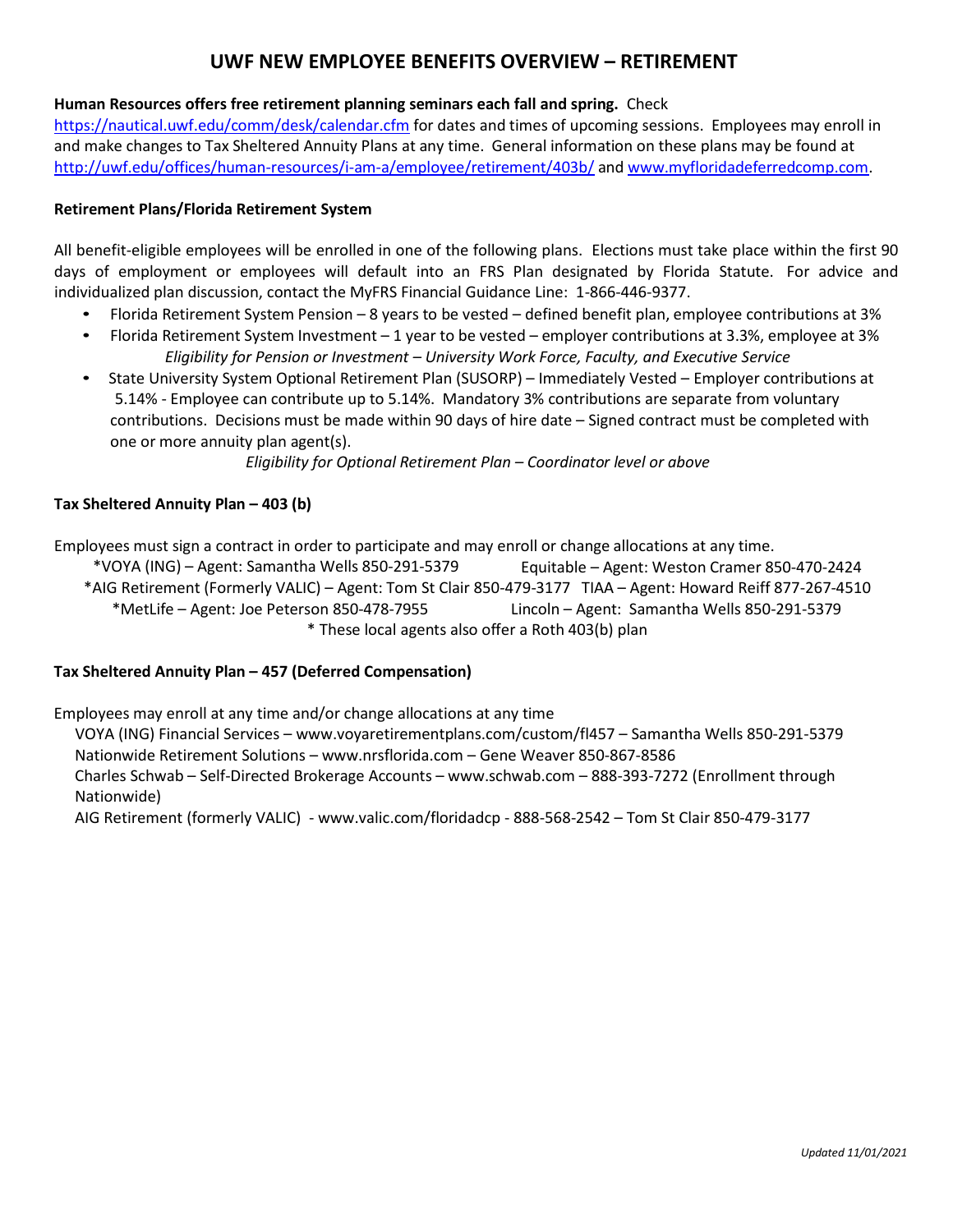# UWF NEW EMPLOYEE BENEFITS OVERVIEW – RETIREMENT

**Human Resources offers free retirement planning seminars each fall and spring.** Check https://nautical.uwf.edu/comm/desk/calendar.cfm for dates and times of upcoming sessions. Employees may enroll in and make changes to Tax Sheltered Annuity Plans at any time. General information on these plans may be found at http://uwf.edu/offices/human-resources/i-am-a/employee/retirement/403b/ and www.myfloridadeferredcomp.com.

**Retirement Plans/Florida Retirement System**

All benefit-eligible employees will be enrolled in one of the following plans. Elections must take place within the first 90 days of employment or employees will default into an FRS Plan designated by Florida Statute. For advice and individualized plan discussion, contact the MyFRS Financial Guidance Line: 1-866-446-9377.

- Florida Retirement System Pension – 8 years to be vested – defined benefit plan, employee contributions at 3%
- Florida Retirement System Investment – 1 year to be vested – employer contributions at 3.3%, employee at 3%

  *Eligibility for Pension or Investment – University Work Force, Faculty, and Executive Service*
- State University System Optional Retirement Plan (SUSORP) – Immediately Vested – Employer contributions at 5.14% - Employee can contribute up to 5.14%. Mandatory 3% contributions are separate from voluntary contributions. Decisions must be made within 90 days of hire date – Signed contract must be completed with one or more annuity plan agent(s).

  *Eligibility for Optional Retirement Plan – Coordinator level or above*

**Tax Sheltered Annuity Plan – 403 (b)**

Employees must sign a contract in order to participate and may enroll or change allocations at any time.

*VOYA (ING) – Agent: Samantha Wells 850-291-5379
Equitable – Agent: Weston Cramer 850-470-2424
*AIG Retirement (Formerly VALIC) – Agent: Tom St Clair 850-479-3177
TIAA – Agent: Howard Reiff 877-267-4510
*MetLife – Agent: Joe Peterson 850-478-7955
Lincoln – Agent: Samantha Wells 850-291-5379

\* These local agents also offer a Roth 403(b) plan

**Tax Sheltered Annuity Plan – 457 (Deferred Compensation)**

Employees may enroll at any time and/or change allocations at any time

VOYA (ING) Financial Services – www.voyaretirementplans.com/custom/fl457 – Samantha Wells 850-291-5379
Nationwide Retirement Solutions – www.nrsflorida.com – Gene Weaver 850-867-8586
Charles Schwab – Self-Directed Brokerage Accounts – www.schwab.com – 888-393-7272 (Enrollment through Nationwide)
AIG Retirement (formerly VALIC) - www.valic.com/floridadcp - 888-568-2542 – Tom St Clair 850-479-3177

*Updated 11/01/2021*